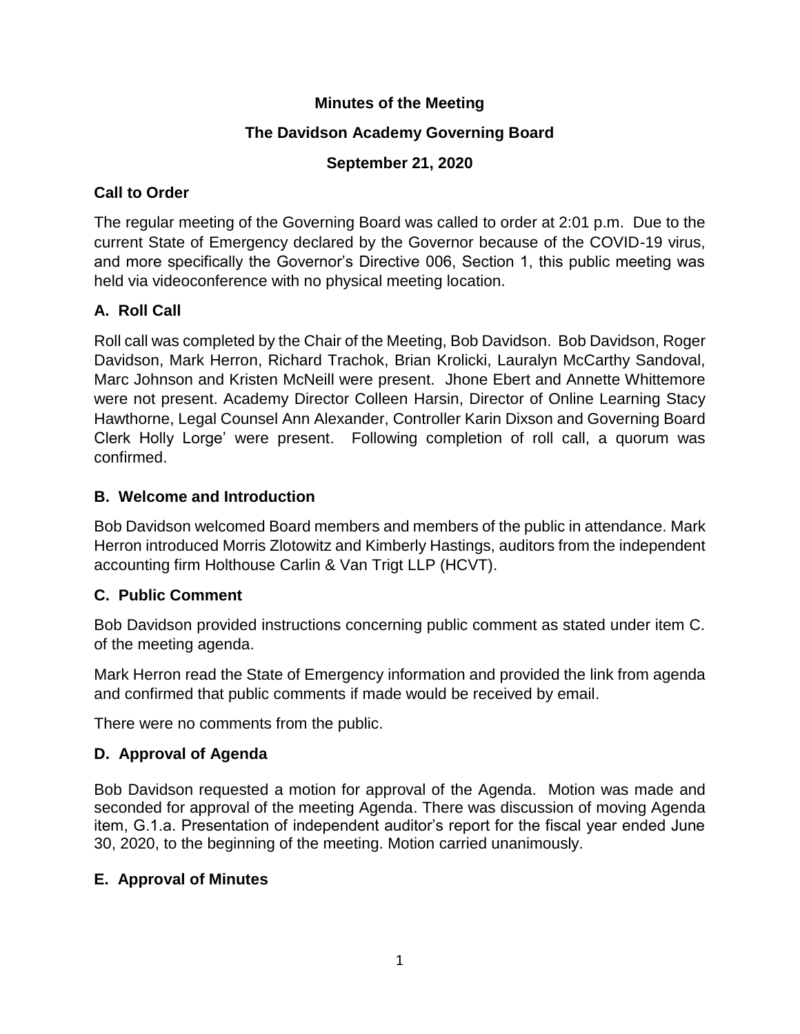# Minutes of the Meeting

## The Davidson Academy Governing Board

### September 21, 2020

## Call to Order

The regular meeting of the Governing Board was called to order at 2:01 p.m. Due to the current State of Emergency declared by the Governor because of the COVID-19 virus, and more specifically the Governor's Directive 006, Section 1, this public meeting was held via videoconference with no physical meeting location.

## A. Roll Call

Roll call was completed by the Chair of the Meeting, Bob Davidson. Bob Davidson, Roger Davidson, Mark Herron, Richard Trachok, Brian Krolicki, Lauralyn McCarthy Sandoval, Marc Johnson and Kristen McNeill were present. Jhone Ebert and Annette Whittemore were not present. Academy Director Colleen Harsin, Director of Online Learning Stacy Hawthorne, Legal Counsel Ann Alexander, Controller Karin Dixson and Governing Board Clerk Holly Lorge' were present. Following completion of roll call, a quorum was confirmed.

## B. Welcome and Introduction

Bob Davidson welcomed Board members and members of the public in attendance. Mark Herron introduced Morris Zlotowitz and Kimberly Hastings, auditors from the independent accounting firm Holthouse Carlin & Van Trigt LLP (HCVT).

## C. Public Comment

Bob Davidson provided instructions concerning public comment as stated under item C. of the meeting agenda.

Mark Herron read the State of Emergency information and provided the link from agenda and confirmed that public comments if made would be received by email.

There were no comments from the public.

## D. Approval of Agenda

Bob Davidson requested a motion for approval of the Agenda. Motion was made and seconded for approval of the meeting Agenda. There was discussion of moving Agenda item, G.1.a. Presentation of independent auditor's report for the fiscal year ended June 30, 2020, to the beginning of the meeting. Motion carried unanimously.

## E. Approval of Minutes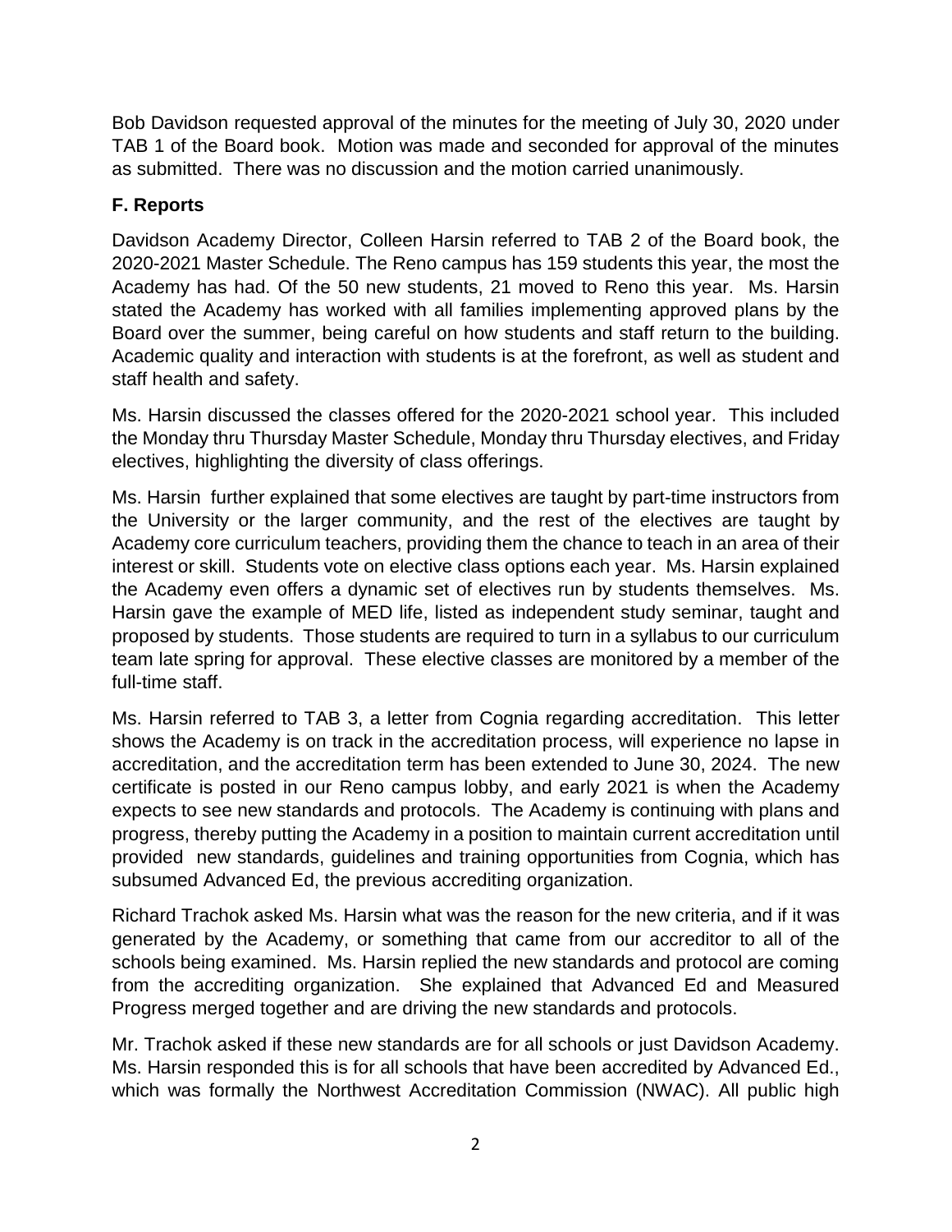Bob Davidson requested approval of the minutes for the meeting of July 30, 2020 under TAB 1 of the Board book. Motion was made and seconded for approval of the minutes as submitted. There was no discussion and the motion carried unanimously.

**F. Reports**

Davidson Academy Director, Colleen Harsin referred to TAB 2 of the Board book, the 2020-2021 Master Schedule. The Reno campus has 159 students this year, the most the Academy has had. Of the 50 new students, 21 moved to Reno this year. Ms. Harsin stated the Academy has worked with all families implementing approved plans by the Board over the summer, being careful on how students and staff return to the building. Academic quality and interaction with students is at the forefront, as well as student and staff health and safety.

Ms. Harsin discussed the classes offered for the 2020-2021 school year. This included the Monday thru Thursday Master Schedule, Monday thru Thursday electives, and Friday electives, highlighting the diversity of class offerings.

Ms. Harsin further explained that some electives are taught by part-time instructors from the University or the larger community, and the rest of the electives are taught by Academy core curriculum teachers, providing them the chance to teach in an area of their interest or skill. Students vote on elective class options each year. Ms. Harsin explained the Academy even offers a dynamic set of electives run by students themselves. Ms. Harsin gave the example of MED life, listed as independent study seminar, taught and proposed by students. Those students are required to turn in a syllabus to our curriculum team late spring for approval. These elective classes are monitored by a member of the full-time staff.

Ms. Harsin referred to TAB 3, a letter from Cognia regarding accreditation. This letter shows the Academy is on track in the accreditation process, will experience no lapse in accreditation, and the accreditation term has been extended to June 30, 2024. The new certificate is posted in our Reno campus lobby, and early 2021 is when the Academy expects to see new standards and protocols. The Academy is continuing with plans and progress, thereby putting the Academy in a position to maintain current accreditation until provided new standards, guidelines and training opportunities from Cognia, which has subsumed Advanced Ed, the previous accrediting organization.

Richard Trachok asked Ms. Harsin what was the reason for the new criteria, and if it was generated by the Academy, or something that came from our accreditor to all of the schools being examined. Ms. Harsin replied the new standards and protocol are coming from the accrediting organization. She explained that Advanced Ed and Measured Progress merged together and are driving the new standards and protocols.

Mr. Trachok asked if these new standards are for all schools or just Davidson Academy. Ms. Harsin responded this is for all schools that have been accredited by Advanced Ed., which was formally the Northwest Accreditation Commission (NWAC). All public high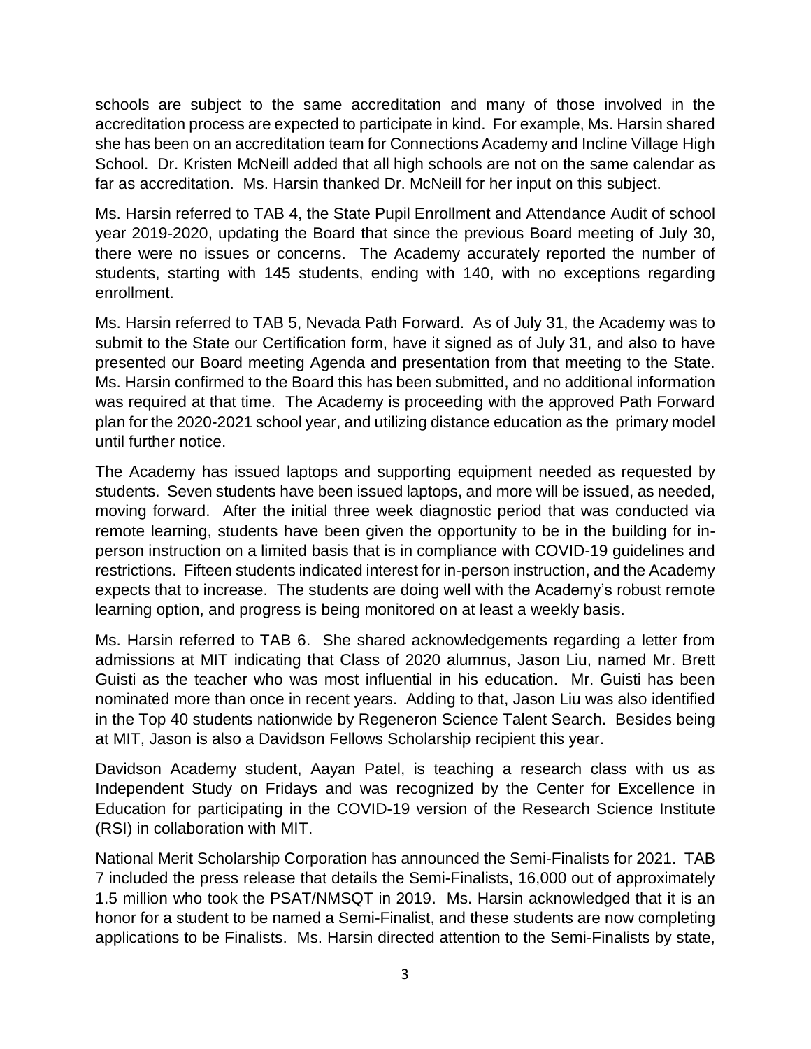schools are subject to the same accreditation and many of those involved in the accreditation process are expected to participate in kind. For example, Ms. Harsin shared she has been on an accreditation team for Connections Academy and Incline Village High School. Dr. Kristen McNeill added that all high schools are not on the same calendar as far as accreditation. Ms. Harsin thanked Dr. McNeill for her input on this subject.

Ms. Harsin referred to TAB 4, the State Pupil Enrollment and Attendance Audit of school year 2019-2020, updating the Board that since the previous Board meeting of July 30, there were no issues or concerns. The Academy accurately reported the number of students, starting with 145 students, ending with 140, with no exceptions regarding enrollment.

Ms. Harsin referred to TAB 5, Nevada Path Forward. As of July 31, the Academy was to submit to the State our Certification form, have it signed as of July 31, and also to have presented our Board meeting Agenda and presentation from that meeting to the State. Ms. Harsin confirmed to the Board this has been submitted, and no additional information was required at that time. The Academy is proceeding with the approved Path Forward plan for the 2020-2021 school year, and utilizing distance education as the primary model until further notice.

The Academy has issued laptops and supporting equipment needed as requested by students. Seven students have been issued laptops, and more will be issued, as needed, moving forward. After the initial three week diagnostic period that was conducted via remote learning, students have been given the opportunity to be in the building for in-person instruction on a limited basis that is in compliance with COVID-19 guidelines and restrictions. Fifteen students indicated interest for in-person instruction, and the Academy expects that to increase. The students are doing well with the Academy's robust remote learning option, and progress is being monitored on at least a weekly basis.

Ms. Harsin referred to TAB 6. She shared acknowledgements regarding a letter from admissions at MIT indicating that Class of 2020 alumnus, Jason Liu, named Mr. Brett Guisti as the teacher who was most influential in his education. Mr. Guisti has been nominated more than once in recent years. Adding to that, Jason Liu was also identified in the Top 40 students nationwide by Regeneron Science Talent Search. Besides being at MIT, Jason is also a Davidson Fellows Scholarship recipient this year.

Davidson Academy student, Aayan Patel, is teaching a research class with us as Independent Study on Fridays and was recognized by the Center for Excellence in Education for participating in the COVID-19 version of the Research Science Institute (RSI) in collaboration with MIT.

National Merit Scholarship Corporation has announced the Semi-Finalists for 2021. TAB 7 included the press release that details the Semi-Finalists, 16,000 out of approximately 1.5 million who took the PSAT/NMSQT in 2019. Ms. Harsin acknowledged that it is an honor for a student to be named a Semi-Finalist, and these students are now completing applications to be Finalists. Ms. Harsin directed attention to the Semi-Finalists by state,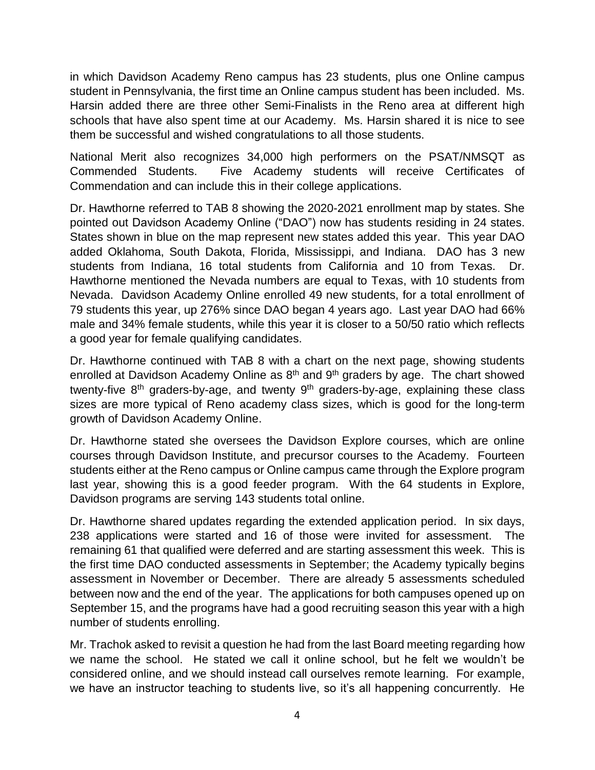in which Davidson Academy Reno campus has 23 students, plus one Online campus student in Pennsylvania, the first time an Online campus student has been included. Ms. Harsin added there are three other Semi-Finalists in the Reno area at different high schools that have also spent time at our Academy. Ms. Harsin shared it is nice to see them be successful and wished congratulations to all those students.

National Merit also recognizes 34,000 high performers on the PSAT/NMSQT as Commended Students. Five Academy students will receive Certificates of Commendation and can include this in their college applications.

Dr. Hawthorne referred to TAB 8 showing the 2020-2021 enrollment map by states. She pointed out Davidson Academy Online ("DAO") now has students residing in 24 states. States shown in blue on the map represent new states added this year. This year DAO added Oklahoma, South Dakota, Florida, Mississippi, and Indiana. DAO has 3 new students from Indiana, 16 total students from California and 10 from Texas. Dr. Hawthorne mentioned the Nevada numbers are equal to Texas, with 10 students from Nevada. Davidson Academy Online enrolled 49 new students, for a total enrollment of 79 students this year, up 276% since DAO began 4 years ago. Last year DAO had 66% male and 34% female students, while this year it is closer to a 50/50 ratio which reflects a good year for female qualifying candidates.

Dr. Hawthorne continued with TAB 8 with a chart on the next page, showing students enrolled at Davidson Academy Online as 8th and 9th graders by age. The chart showed twenty-five 8th graders-by-age, and twenty 9th graders-by-age, explaining these class sizes are more typical of Reno academy class sizes, which is good for the long-term growth of Davidson Academy Online.

Dr. Hawthorne stated she oversees the Davidson Explore courses, which are online courses through Davidson Institute, and precursor courses to the Academy. Fourteen students either at the Reno campus or Online campus came through the Explore program last year, showing this is a good feeder program. With the 64 students in Explore, Davidson programs are serving 143 students total online.

Dr. Hawthorne shared updates regarding the extended application period. In six days, 238 applications were started and 16 of those were invited for assessment. The remaining 61 that qualified were deferred and are starting assessment this week. This is the first time DAO conducted assessments in September; the Academy typically begins assessment in November or December. There are already 5 assessments scheduled between now and the end of the year. The applications for both campuses opened up on September 15, and the programs have had a good recruiting season this year with a high number of students enrolling.

Mr. Trachok asked to revisit a question he had from the last Board meeting regarding how we name the school. He stated we call it online school, but he felt we wouldn't be considered online, and we should instead call ourselves remote learning. For example, we have an instructor teaching to students live, so it's all happening concurrently. He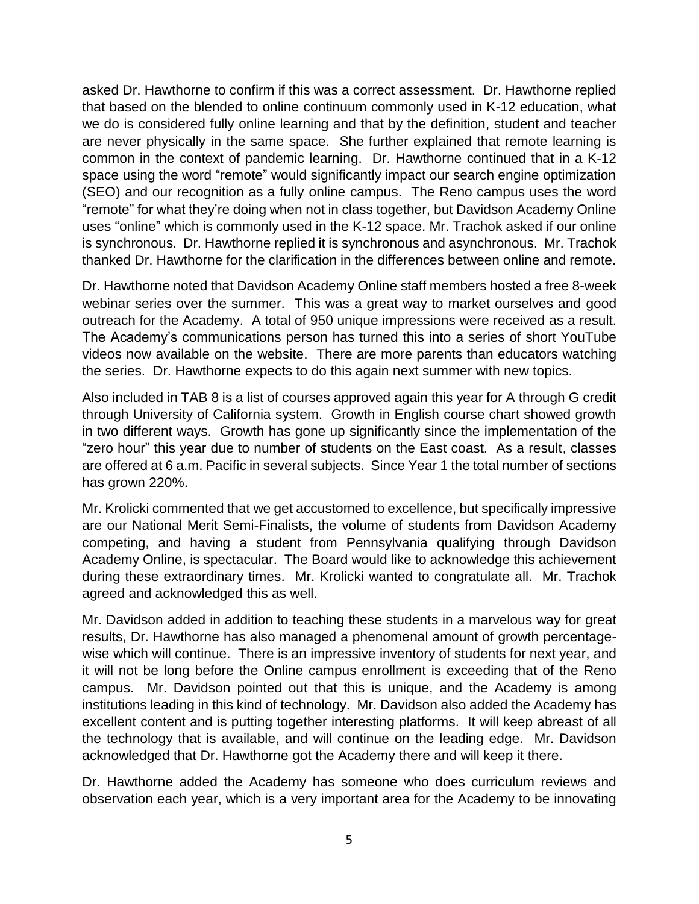asked Dr. Hawthorne to confirm if this was a correct assessment. Dr. Hawthorne replied that based on the blended to online continuum commonly used in K-12 education, what we do is considered fully online learning and that by the definition, student and teacher are never physically in the same space. She further explained that remote learning is common in the context of pandemic learning. Dr. Hawthorne continued that in a K-12 space using the word "remote" would significantly impact our search engine optimization (SEO) and our recognition as a fully online campus. The Reno campus uses the word "remote" for what they're doing when not in class together, but Davidson Academy Online uses "online" which is commonly used in the K-12 space. Mr. Trachok asked if our online is synchronous. Dr. Hawthorne replied it is synchronous and asynchronous. Mr. Trachok thanked Dr. Hawthorne for the clarification in the differences between online and remote.

Dr. Hawthorne noted that Davidson Academy Online staff members hosted a free 8-week webinar series over the summer. This was a great way to market ourselves and good outreach for the Academy. A total of 950 unique impressions were received as a result. The Academy's communications person has turned this into a series of short YouTube videos now available on the website. There are more parents than educators watching the series. Dr. Hawthorne expects to do this again next summer with new topics.

Also included in TAB 8 is a list of courses approved again this year for A through G credit through University of California system. Growth in English course chart showed growth in two different ways. Growth has gone up significantly since the implementation of the "zero hour" this year due to number of students on the East coast. As a result, classes are offered at 6 a.m. Pacific in several subjects. Since Year 1 the total number of sections has grown 220%.

Mr. Krolicki commented that we get accustomed to excellence, but specifically impressive are our National Merit Semi-Finalists, the volume of students from Davidson Academy competing, and having a student from Pennsylvania qualifying through Davidson Academy Online, is spectacular. The Board would like to acknowledge this achievement during these extraordinary times. Mr. Krolicki wanted to congratulate all. Mr. Trachok agreed and acknowledged this as well.

Mr. Davidson added in addition to teaching these students in a marvelous way for great results, Dr. Hawthorne has also managed a phenomenal amount of growth percentage-wise which will continue. There is an impressive inventory of students for next year, and it will not be long before the Online campus enrollment is exceeding that of the Reno campus. Mr. Davidson pointed out that this is unique, and the Academy is among institutions leading in this kind of technology. Mr. Davidson also added the Academy has excellent content and is putting together interesting platforms. It will keep abreast of all the technology that is available, and will continue on the leading edge. Mr. Davidson acknowledged that Dr. Hawthorne got the Academy there and will keep it there.

Dr. Hawthorne added the Academy has someone who does curriculum reviews and observation each year, which is a very important area for the Academy to be innovating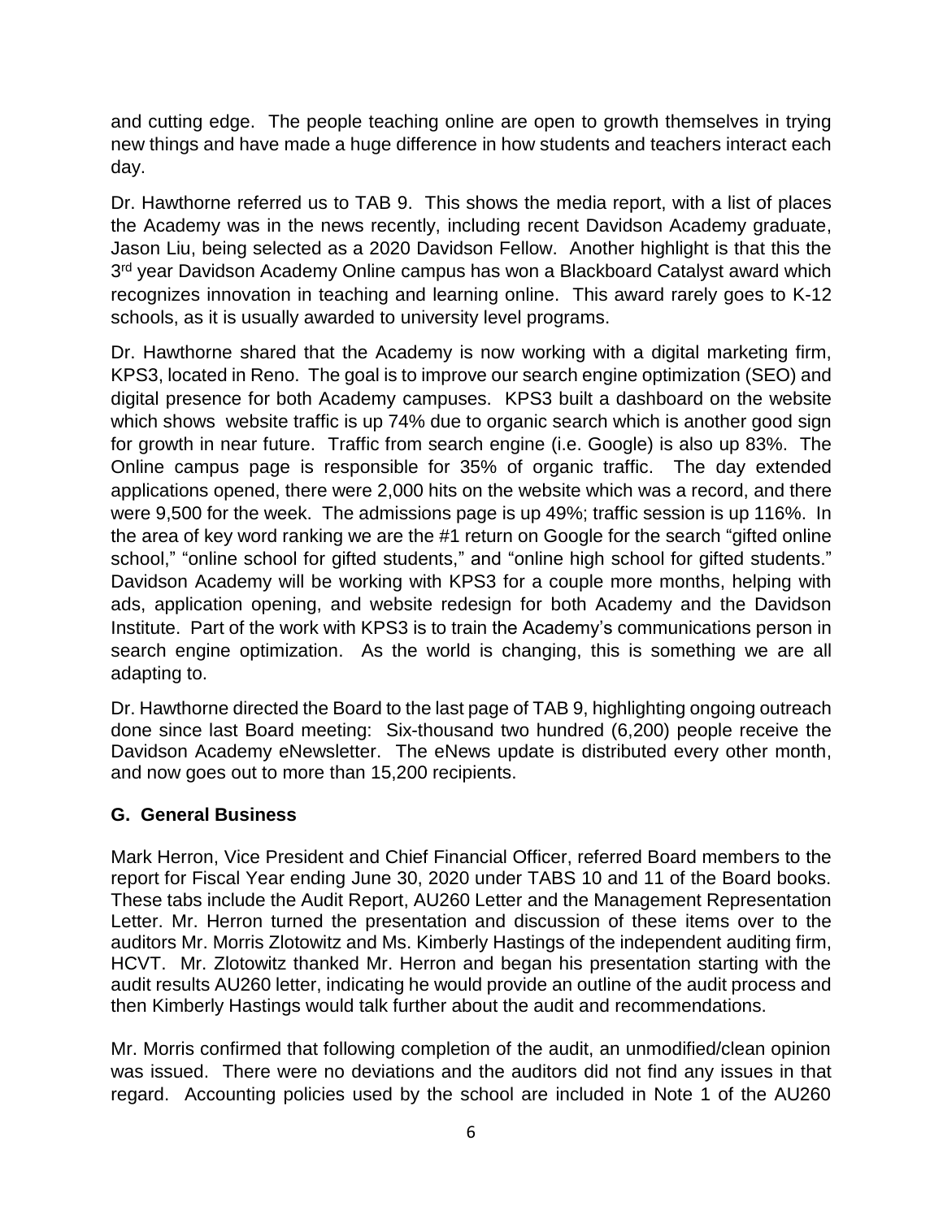and cutting edge. The people teaching online are open to growth themselves in trying new things and have made a huge difference in how students and teachers interact each day.

Dr. Hawthorne referred us to TAB 9. This shows the media report, with a list of places the Academy was in the news recently, including recent Davidson Academy graduate, Jason Liu, being selected as a 2020 Davidson Fellow. Another highlight is that this the 3rd year Davidson Academy Online campus has won a Blackboard Catalyst award which recognizes innovation in teaching and learning online. This award rarely goes to K-12 schools, as it is usually awarded to university level programs.

Dr. Hawthorne shared that the Academy is now working with a digital marketing firm, KPS3, located in Reno. The goal is to improve our search engine optimization (SEO) and digital presence for both Academy campuses. KPS3 built a dashboard on the website which shows website traffic is up 74% due to organic search which is another good sign for growth in near future. Traffic from search engine (i.e. Google) is also up 83%. The Online campus page is responsible for 35% of organic traffic. The day extended applications opened, there were 2,000 hits on the website which was a record, and there were 9,500 for the week. The admissions page is up 49%; traffic session is up 116%. In the area of key word ranking we are the #1 return on Google for the search "gifted online school," "online school for gifted students," and "online high school for gifted students." Davidson Academy will be working with KPS3 for a couple more months, helping with ads, application opening, and website redesign for both Academy and the Davidson Institute. Part of the work with KPS3 is to train the Academy's communications person in search engine optimization. As the world is changing, this is something we are all adapting to.

Dr. Hawthorne directed the Board to the last page of TAB 9, highlighting ongoing outreach done since last Board meeting: Six-thousand two hundred (6,200) people receive the Davidson Academy eNewsletter. The eNews update is distributed every other month, and now goes out to more than 15,200 recipients.

## G. General Business

Mark Herron, Vice President and Chief Financial Officer, referred Board members to the report for Fiscal Year ending June 30, 2020 under TABS 10 and 11 of the Board books. These tabs include the Audit Report, AU260 Letter and the Management Representation Letter. Mr. Herron turned the presentation and discussion of these items over to the auditors Mr. Morris Zlotowitz and Ms. Kimberly Hastings of the independent auditing firm, HCVT. Mr. Zlotowitz thanked Mr. Herron and began his presentation starting with the audit results AU260 letter, indicating he would provide an outline of the audit process and then Kimberly Hastings would talk further about the audit and recommendations.

Mr. Morris confirmed that following completion of the audit, an unmodified/clean opinion was issued. There were no deviations and the auditors did not find any issues in that regard. Accounting policies used by the school are included in Note 1 of the AU260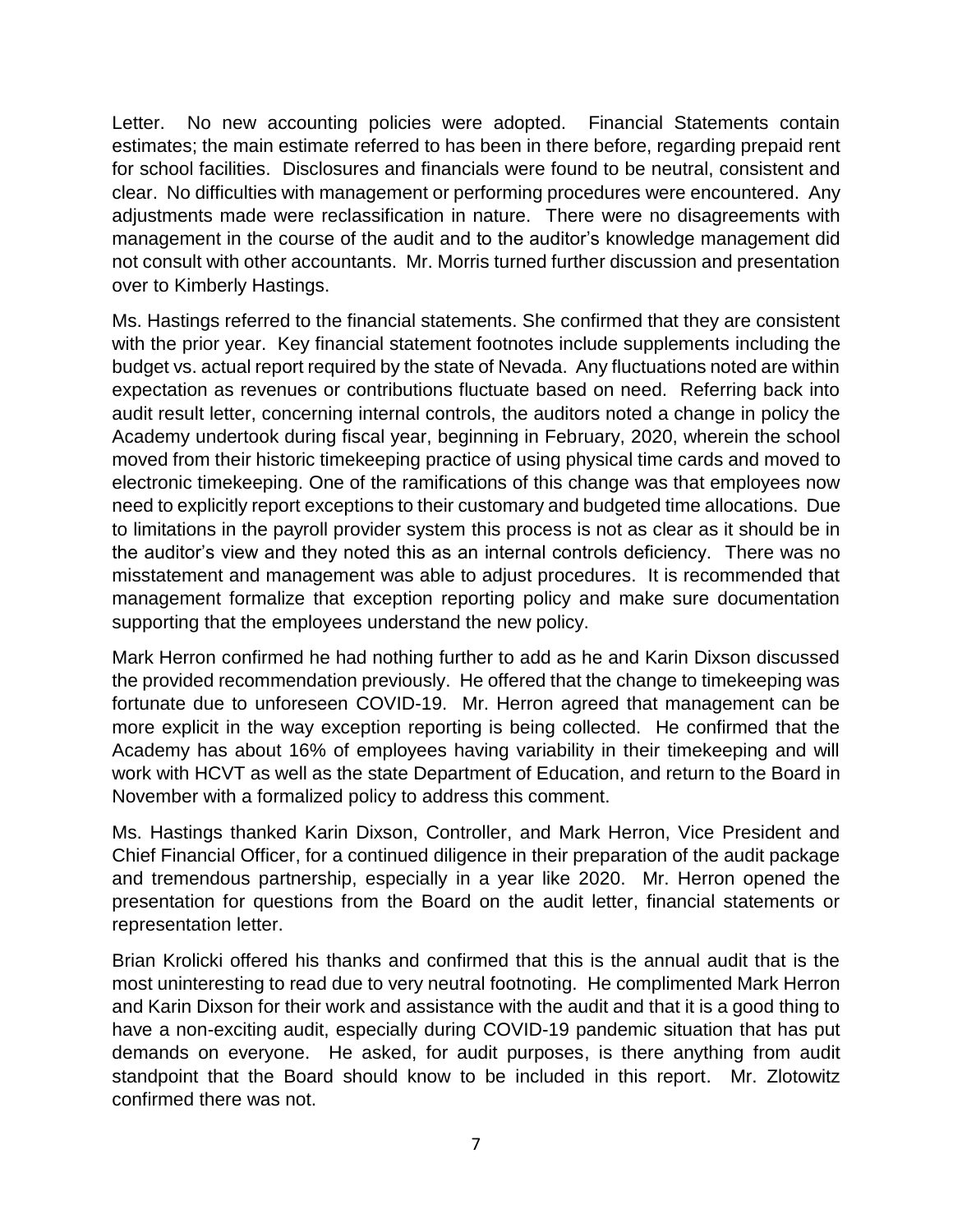Letter. No new accounting policies were adopted. Financial Statements contain estimates; the main estimate referred to has been in there before, regarding prepaid rent for school facilities. Disclosures and financials were found to be neutral, consistent and clear. No difficulties with management or performing procedures were encountered. Any adjustments made were reclassification in nature. There were no disagreements with management in the course of the audit and to the auditor's knowledge management did not consult with other accountants. Mr. Morris turned further discussion and presentation over to Kimberly Hastings.

Ms. Hastings referred to the financial statements. She confirmed that they are consistent with the prior year. Key financial statement footnotes include supplements including the budget vs. actual report required by the state of Nevada. Any fluctuations noted are within expectation as revenues or contributions fluctuate based on need. Referring back into audit result letter, concerning internal controls, the auditors noted a change in policy the Academy undertook during fiscal year, beginning in February, 2020, wherein the school moved from their historic timekeeping practice of using physical time cards and moved to electronic timekeeping. One of the ramifications of this change was that employees now need to explicitly report exceptions to their customary and budgeted time allocations. Due to limitations in the payroll provider system this process is not as clear as it should be in the auditor's view and they noted this as an internal controls deficiency. There was no misstatement and management was able to adjust procedures. It is recommended that management formalize that exception reporting policy and make sure documentation supporting that the employees understand the new policy.

Mark Herron confirmed he had nothing further to add as he and Karin Dixson discussed the provided recommendation previously. He offered that the change to timekeeping was fortunate due to unforeseen COVID-19. Mr. Herron agreed that management can be more explicit in the way exception reporting is being collected. He confirmed that the Academy has about 16% of employees having variability in their timekeeping and will work with HCVT as well as the state Department of Education, and return to the Board in November with a formalized policy to address this comment.

Ms. Hastings thanked Karin Dixson, Controller, and Mark Herron, Vice President and Chief Financial Officer, for a continued diligence in their preparation of the audit package and tremendous partnership, especially in a year like 2020. Mr. Herron opened the presentation for questions from the Board on the audit letter, financial statements or representation letter.

Brian Krolicki offered his thanks and confirmed that this is the annual audit that is the most uninteresting to read due to very neutral footnoting. He complimented Mark Herron and Karin Dixson for their work and assistance with the audit and that it is a good thing to have a non-exciting audit, especially during COVID-19 pandemic situation that has put demands on everyone. He asked, for audit purposes, is there anything from audit standpoint that the Board should know to be included in this report. Mr. Zlotowitz confirmed there was not.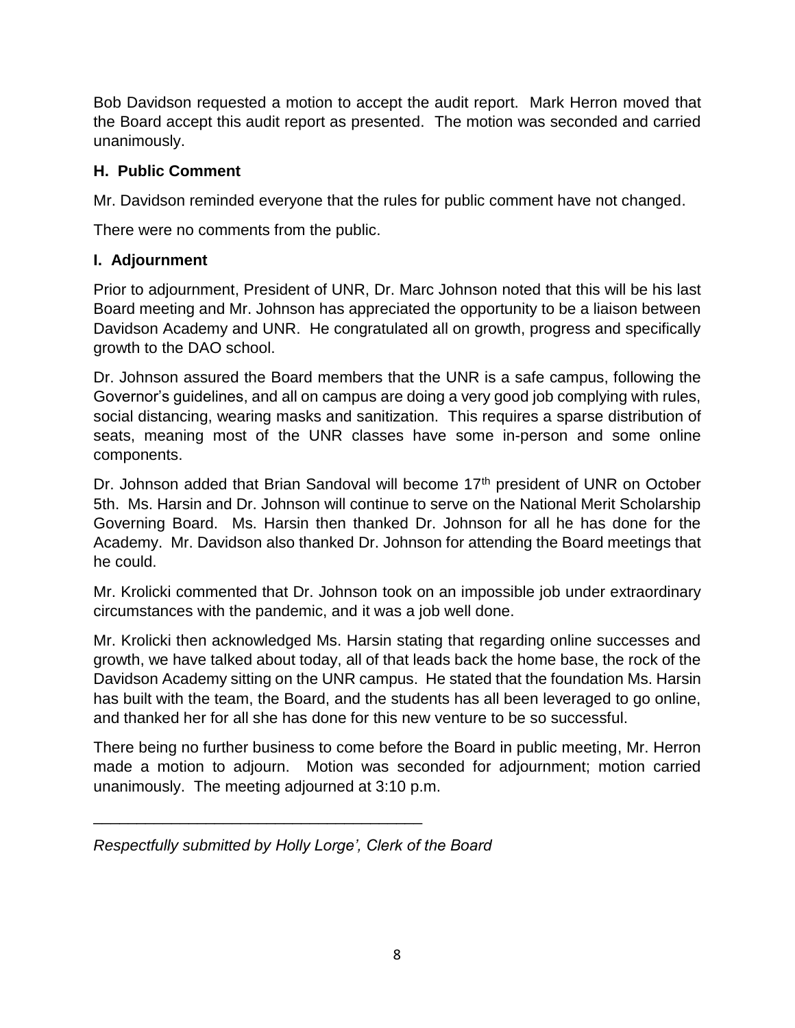Bob Davidson requested a motion to accept the audit report. Mark Herron moved that the Board accept this audit report as presented. The motion was seconded and carried unanimously.

**H. Public Comment**

Mr. Davidson reminded everyone that the rules for public comment have not changed.

There were no comments from the public.

**I. Adjournment**

Prior to adjournment, President of UNR, Dr. Marc Johnson noted that this will be his last Board meeting and Mr. Johnson has appreciated the opportunity to be a liaison between Davidson Academy and UNR. He congratulated all on growth, progress and specifically growth to the DAO school.

Dr. Johnson assured the Board members that the UNR is a safe campus, following the Governor's guidelines, and all on campus are doing a very good job complying with rules, social distancing, wearing masks and sanitization. This requires a sparse distribution of seats, meaning most of the UNR classes have some in-person and some online components.

Dr. Johnson added that Brian Sandoval will become 17th president of UNR on October 5th. Ms. Harsin and Dr. Johnson will continue to serve on the National Merit Scholarship Governing Board. Ms. Harsin then thanked Dr. Johnson for all he has done for the Academy. Mr. Davidson also thanked Dr. Johnson for attending the Board meetings that he could.

Mr. Krolicki commented that Dr. Johnson took on an impossible job under extraordinary circumstances with the pandemic, and it was a job well done.

Mr. Krolicki then acknowledged Ms. Harsin stating that regarding online successes and growth, we have talked about today, all of that leads back the home base, the rock of the Davidson Academy sitting on the UNR campus. He stated that the foundation Ms. Harsin has built with the team, the Board, and the students has all been leveraged to go online, and thanked her for all she has done for this new venture to be so successful.

There being no further business to come before the Board in public meeting, Mr. Herron made a motion to adjourn. Motion was seconded for adjournment; motion carried unanimously. The meeting adjourned at 3:10 p.m.

\_\_\_\_\_\_\_\_\_\_\_\_\_\_\_\_\_\_\_\_\_\_\_\_\_\_\_\_\_\_\_\_\_\_\_\_\_\_

*Respectfully submitted by Holly Lorge', Clerk of the Board*